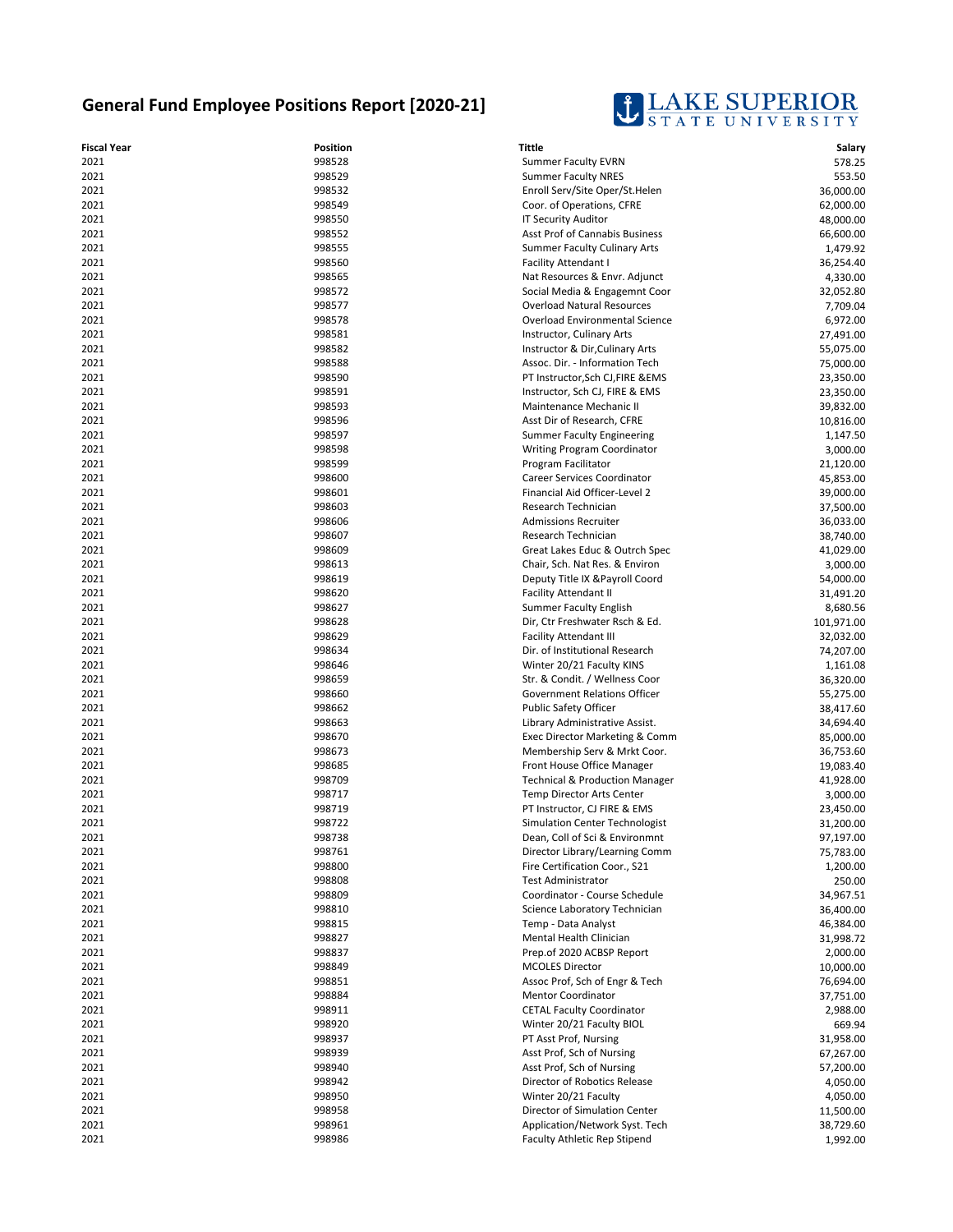# General Fund Employee Positions Report [2020-21]

LAKE SUPERIOR STATE UNIVERSITY

| Fiscal Year | Position | Tittle | Salary |
|---|---|---|---|
| 2021 | 998528 | Summer Faculty EVRN | 578.25 |
| 2021 | 998529 | Summer Faculty NRES | 553.50 |
| 2021 | 998532 | Enroll Serv/Site Oper/St.Helen | 36,000.00 |
| 2021 | 998549 | Coor. of Operations, CFRE | 62,000.00 |
| 2021 | 998550 | IT Security Auditor | 48,000.00 |
| 2021 | 998552 | Asst Prof of Cannabis Business | 66,600.00 |
| 2021 | 998555 | Summer Faculty Culinary Arts | 1,479.92 |
| 2021 | 998560 | Facility Attendant I | 36,254.40 |
| 2021 | 998565 | Nat Resources & Envr. Adjunct | 4,330.00 |
| 2021 | 998572 | Social Media & Engagemnt Coor | 32,052.80 |
| 2021 | 998577 | Overload Natural Resources | 7,709.04 |
| 2021 | 998578 | Overload Environmental Science | 6,972.00 |
| 2021 | 998581 | Instructor, Culinary Arts | 27,491.00 |
| 2021 | 998582 | Instructor & Dir,Culinary Arts | 55,075.00 |
| 2021 | 998588 | Assoc. Dir. - Information Tech | 75,000.00 |
| 2021 | 998590 | PT Instructor,Sch CJ,FIRE &EMS | 23,350.00 |
| 2021 | 998591 | Instructor, Sch CJ, FIRE & EMS | 23,350.00 |
| 2021 | 998593 | Maintenance Mechanic II | 39,832.00 |
| 2021 | 998596 | Asst Dir of Research, CFRE | 10,816.00 |
| 2021 | 998597 | Summer Faculty Engineering | 1,147.50 |
| 2021 | 998598 | Writing Program Coordinator | 3,000.00 |
| 2021 | 998599 | Program Facilitator | 21,120.00 |
| 2021 | 998600 | Career Services Coordinator | 45,853.00 |
| 2021 | 998601 | Financial Aid Officer-Level 2 | 39,000.00 |
| 2021 | 998603 | Research Technician | 37,500.00 |
| 2021 | 998606 | Admissions Recruiter | 36,033.00 |
| 2021 | 998607 | Research Technician | 38,740.00 |
| 2021 | 998609 | Great Lakes Educ & Outrch Spec | 41,029.00 |
| 2021 | 998613 | Chair, Sch. Nat Res. & Environ | 3,000.00 |
| 2021 | 998619 | Deputy Title IX &Payroll Coord | 54,000.00 |
| 2021 | 998620 | Facility Attendant II | 31,491.20 |
| 2021 | 998627 | Summer Faculty English | 8,680.56 |
| 2021 | 998628 | Dir, Ctr Freshwater Rsch & Ed. | 101,971.00 |
| 2021 | 998629 | Facility Attendant III | 32,032.00 |
| 2021 | 998634 | Dir. of Institutional Research | 74,207.00 |
| 2021 | 998646 | Winter 20/21 Faculty KINS | 1,161.08 |
| 2021 | 998659 | Str. & Condit. / Wellness Coor | 36,320.00 |
| 2021 | 998660 | Government Relations Officer | 55,275.00 |
| 2021 | 998662 | Public Safety Officer | 38,417.60 |
| 2021 | 998663 | Library Administrative Assist. | 34,694.40 |
| 2021 | 998670 | Exec Director Marketing & Comm | 85,000.00 |
| 2021 | 998673 | Membership Serv & Mrkt Coor. | 36,753.60 |
| 2021 | 998685 | Front House Office Manager | 19,083.40 |
| 2021 | 998709 | Technical & Production Manager | 41,928.00 |
| 2021 | 998717 | Temp Director Arts Center | 3,000.00 |
| 2021 | 998719 | PT Instructor, CJ FIRE & EMS | 23,450.00 |
| 2021 | 998722 | Simulation Center Technologist | 31,200.00 |
| 2021 | 998738 | Dean, Coll of Sci & Environmnt | 97,197.00 |
| 2021 | 998761 | Director Library/Learning Comm | 75,783.00 |
| 2021 | 998800 | Fire Certification Coor., S21 | 1,200.00 |
| 2021 | 998808 | Test Administrator | 250.00 |
| 2021 | 998809 | Coordinator - Course Schedule | 34,967.51 |
| 2021 | 998810 | Science Laboratory Technician | 36,400.00 |
| 2021 | 998815 | Temp - Data Analyst | 46,384.00 |
| 2021 | 998827 | Mental Health Clinician | 31,998.72 |
| 2021 | 998837 | Prep.of 2020 ACBSP Report | 2,000.00 |
| 2021 | 998849 | MCOLES Director | 10,000.00 |
| 2021 | 998851 | Assoc Prof, Sch of Engr & Tech | 76,694.00 |
| 2021 | 998884 | Mentor Coordinator | 37,751.00 |
| 2021 | 998911 | CETAL Faculty Coordinator | 2,988.00 |
| 2021 | 998920 | Winter 20/21 Faculty BIOL | 669.94 |
| 2021 | 998937 | PT Asst Prof, Nursing | 31,958.00 |
| 2021 | 998939 | Asst Prof, Sch of Nursing | 67,267.00 |
| 2021 | 998940 | Asst Prof, Sch of Nursing | 57,200.00 |
| 2021 | 998942 | Director of Robotics Release | 4,050.00 |
| 2021 | 998950 | Winter 20/21 Faculty | 4,050.00 |
| 2021 | 998958 | Director of Simulation Center | 11,500.00 |
| 2021 | 998961 | Application/Network Syst. Tech | 38,729.60 |
| 2021 | 998986 | Faculty Athletic Rep Stipend | 1,992.00 |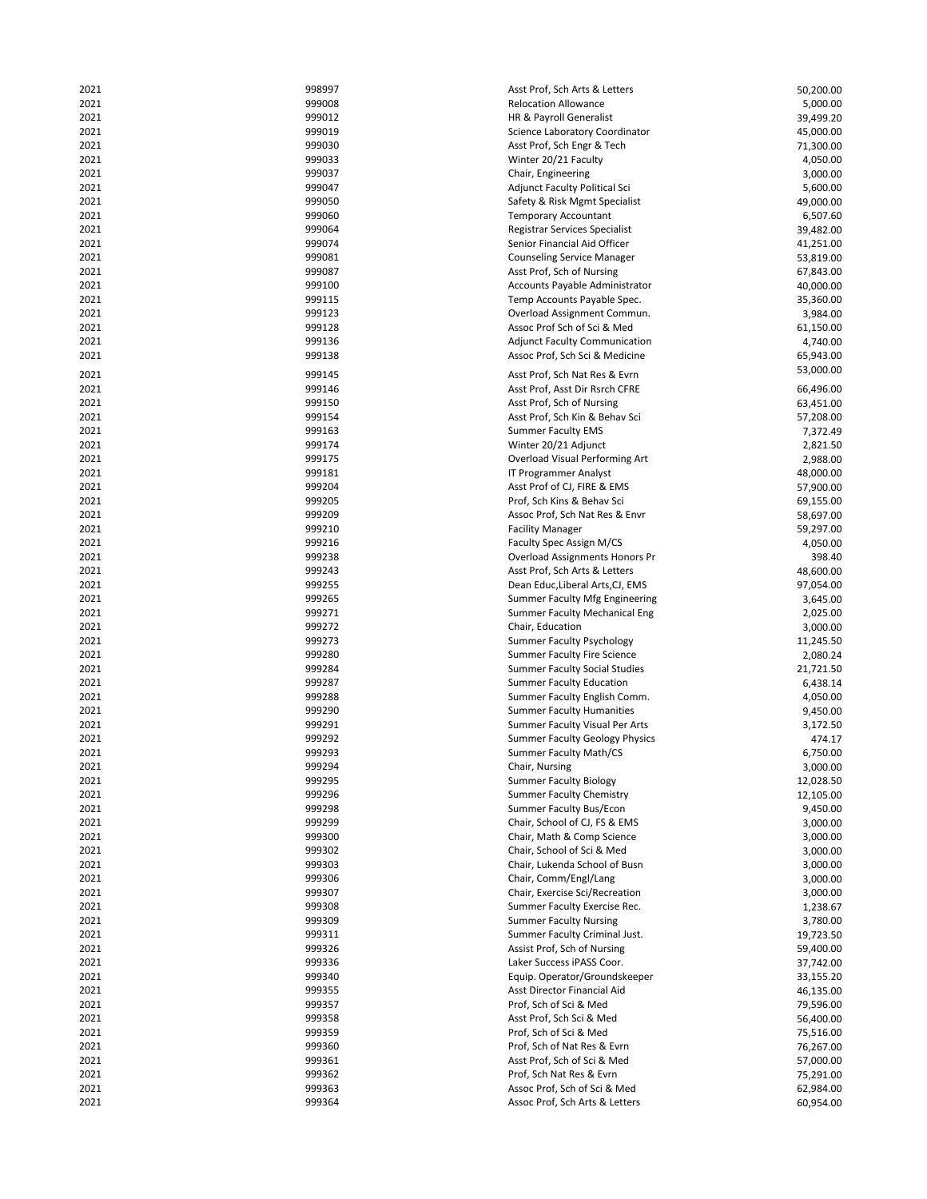| | | | |
|---|---|---|---|
| 2021 | 998997 | Asst Prof, Sch Arts & Letters | 50,200.00 |
| 2021 | 999008 | Relocation Allowance | 5,000.00 |
| 2021 | 999012 | HR & Payroll Generalist | 39,499.20 |
| 2021 | 999019 | Science Laboratory Coordinator | 45,000.00 |
| 2021 | 999030 | Asst Prof, Sch Engr & Tech | 71,300.00 |
| 2021 | 999033 | Winter 20/21 Faculty | 4,050.00 |
| 2021 | 999037 | Chair, Engineering | 3,000.00 |
| 2021 | 999047 | Adjunct Faculty Political Sci | 5,600.00 |
| 2021 | 999050 | Safety & Risk Mgmt Specialist | 49,000.00 |
| 2021 | 999060 | Temporary Accountant | 6,507.60 |
| 2021 | 999064 | Registrar Services Specialist | 39,482.00 |
| 2021 | 999074 | Senior Financial Aid Officer | 41,251.00 |
| 2021 | 999081 | Counseling Service Manager | 53,819.00 |
| 2021 | 999087 | Asst Prof, Sch of Nursing | 67,843.00 |
| 2021 | 999100 | Accounts Payable Administrator | 40,000.00 |
| 2021 | 999115 | Temp Accounts Payable Spec. | 35,360.00 |
| 2021 | 999123 | Overload Assignment Commun. | 3,984.00 |
| 2021 | 999128 | Assoc Prof Sch of Sci & Med | 61,150.00 |
| 2021 | 999136 | Adjunct Faculty Communication | 4,740.00 |
| 2021 | 999138 | Assoc Prof, Sch Sci & Medicine | 65,943.00 |
| 2021 | 999145 | Asst Prof, Sch Nat Res & Evrn | 53,000.00 |
| 2021 | 999146 | Asst Prof, Asst Dir Rsrch CFRE | 66,496.00 |
| 2021 | 999150 | Asst Prof, Sch of Nursing | 63,451.00 |
| 2021 | 999154 | Asst Prof, Sch Kin & Behav Sci | 57,208.00 |
| 2021 | 999163 | Summer Faculty EMS | 7,372.49 |
| 2021 | 999174 | Winter 20/21 Adjunct | 2,821.50 |
| 2021 | 999175 | Overload Visual Performing Art | 2,988.00 |
| 2021 | 999181 | IT Programmer Analyst | 48,000.00 |
| 2021 | 999204 | Asst Prof of CJ, FIRE & EMS | 57,900.00 |
| 2021 | 999205 | Prof, Sch Kins & Behav Sci | 69,155.00 |
| 2021 | 999209 | Assoc Prof, Sch Nat Res & Envr | 58,697.00 |
| 2021 | 999210 | Facility Manager | 59,297.00 |
| 2021 | 999216 | Faculty Spec Assign M/CS | 4,050.00 |
| 2021 | 999238 | Overload Assignments Honors Pr | 398.40 |
| 2021 | 999243 | Asst Prof, Sch Arts & Letters | 48,600.00 |
| 2021 | 999255 | Dean Educ,Liberal Arts,CJ, EMS | 97,054.00 |
| 2021 | 999265 | Summer Faculty Mfg Engineering | 3,645.00 |
| 2021 | 999271 | Summer Faculty Mechanical Eng | 2,025.00 |
| 2021 | 999272 | Chair, Education | 3,000.00 |
| 2021 | 999273 | Summer Faculty Psychology | 11,245.50 |
| 2021 | 999280 | Summer Faculty Fire Science | 2,080.24 |
| 2021 | 999284 | Summer Faculty Social Studies | 21,721.50 |
| 2021 | 999287 | Summer Faculty Education | 6,438.14 |
| 2021 | 999288 | Summer Faculty English Comm. | 4,050.00 |
| 2021 | 999290 | Summer Faculty Humanities | 9,450.00 |
| 2021 | 999291 | Summer Faculty Visual Per Arts | 3,172.50 |
| 2021 | 999292 | Summer Faculty Geology Physics | 474.17 |
| 2021 | 999293 | Summer Faculty Math/CS | 6,750.00 |
| 2021 | 999294 | Chair, Nursing | 3,000.00 |
| 2021 | 999295 | Summer Faculty Biology | 12,028.50 |
| 2021 | 999296 | Summer Faculty Chemistry | 12,105.00 |
| 2021 | 999298 | Summer Faculty Bus/Econ | 9,450.00 |
| 2021 | 999299 | Chair, School of CJ, FS & EMS | 3,000.00 |
| 2021 | 999300 | Chair, Math & Comp Science | 3,000.00 |
| 2021 | 999302 | Chair, School of Sci & Med | 3,000.00 |
| 2021 | 999303 | Chair, Lukenda School of Busn | 3,000.00 |
| 2021 | 999306 | Chair, Comm/Engl/Lang | 3,000.00 |
| 2021 | 999307 | Chair, Exercise Sci/Recreation | 3,000.00 |
| 2021 | 999308 | Summer Faculty Exercise Rec. | 1,238.67 |
| 2021 | 999309 | Summer Faculty Nursing | 3,780.00 |
| 2021 | 999311 | Summer Faculty Criminal Just. | 19,723.50 |
| 2021 | 999326 | Assist Prof, Sch of Nursing | 59,400.00 |
| 2021 | 999336 | Laker Success iPASS Coor. | 37,742.00 |
| 2021 | 999340 | Equip. Operator/Groundskeeper | 33,155.20 |
| 2021 | 999355 | Asst Director Financial Aid | 46,135.00 |
| 2021 | 999357 | Prof, Sch of Sci & Med | 79,596.00 |
| 2021 | 999358 | Asst Prof, Sch Sci & Med | 56,400.00 |
| 2021 | 999359 | Prof, Sch of Sci & Med | 75,516.00 |
| 2021 | 999360 | Prof, Sch of Nat Res & Evrn | 76,267.00 |
| 2021 | 999361 | Asst Prof, Sch of Sci & Med | 57,000.00 |
| 2021 | 999362 | Prof, Sch Nat Res & Evrn | 75,291.00 |
| 2021 | 999363 | Assoc Prof, Sch of Sci & Med | 62,984.00 |
| 2021 | 999364 | Assoc Prof, Sch Arts & Letters | 60,954.00 |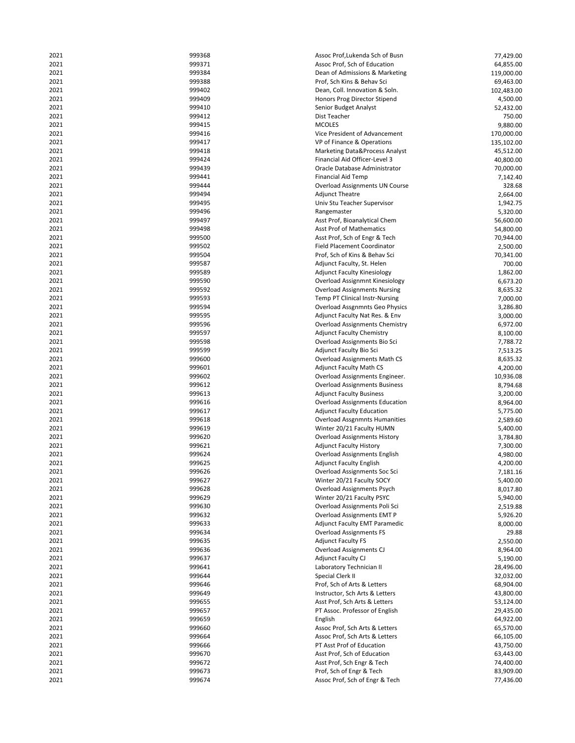| | | | |
|---|---|---|---|
| 2021 | 999368 | Assoc Prof,Lukenda Sch of Busn | 77,429.00 |
| 2021 | 999371 | Assoc Prof, Sch of Education | 64,855.00 |
| 2021 | 999384 | Dean of Admissions & Marketing | 119,000.00 |
| 2021 | 999388 | Prof, Sch Kins & Behav Sci | 69,463.00 |
| 2021 | 999402 | Dean, Coll. Innovation & Soln. | 102,483.00 |
| 2021 | 999409 | Honors Prog Director Stipend | 4,500.00 |
| 2021 | 999410 | Senior Budget Analyst | 52,432.00 |
| 2021 | 999412 | Dist Teacher | 750.00 |
| 2021 | 999415 | MCOLES | 9,880.00 |
| 2021 | 999416 | Vice President of Advancement | 170,000.00 |
| 2021 | 999417 | VP of Finance & Operations | 135,102.00 |
| 2021 | 999418 | Marketing Data&Process Analyst | 45,512.00 |
| 2021 | 999424 | Financial Aid Officer-Level 3 | 40,800.00 |
| 2021 | 999439 | Oracle Database Administrator | 70,000.00 |
| 2021 | 999441 | Financial Aid Temp | 7,142.40 |
| 2021 | 999444 | Overload Assignments UN Course | 328.68 |
| 2021 | 999494 | Adjunct Theatre | 2,664.00 |
| 2021 | 999495 | Univ Stu Teacher Supervisor | 1,942.75 |
| 2021 | 999496 | Rangemaster | 5,320.00 |
| 2021 | 999497 | Asst Prof, Bioanalytical Chem | 56,600.00 |
| 2021 | 999498 | Asst Prof of Mathematics | 54,800.00 |
| 2021 | 999500 | Asst Prof, Sch of Engr & Tech | 70,944.00 |
| 2021 | 999502 | Field Placement Coordinator | 2,500.00 |
| 2021 | 999504 | Prof, Sch of Kins & Behav Sci | 70,341.00 |
| 2021 | 999587 | Adjunct Faculty, St. Helen | 700.00 |
| 2021 | 999589 | Adjunct Faculty Kinesiology | 1,862.00 |
| 2021 | 999590 | Overload Assignmnt Kinesiology | 6,673.20 |
| 2021 | 999592 | Overload Assignments Nursing | 8,635.32 |
| 2021 | 999593 | Temp PT Clinical Instr-Nursing | 7,000.00 |
| 2021 | 999594 | Overload Assgnmnts Geo Physics | 3,286.80 |
| 2021 | 999595 | Adjunct Faculty Nat Res. & Env | 3,000.00 |
| 2021 | 999596 | Overload Assignments Chemistry | 6,972.00 |
| 2021 | 999597 | Adjunct Faculty Chemistry | 8,100.00 |
| 2021 | 999598 | Overload Assignments Bio Sci | 7,788.72 |
| 2021 | 999599 | Adjunct Faculty Bio Sci | 7,513.25 |
| 2021 | 999600 | Overload Assignments Math CS | 8,635.32 |
| 2021 | 999601 | Adjunct Faculty Math CS | 4,200.00 |
| 2021 | 999602 | Overload Assignments Engineer. | 10,936.08 |
| 2021 | 999612 | Overload Assignments Business | 8,794.68 |
| 2021 | 999613 | Adjunct Faculty Business | 3,200.00 |
| 2021 | 999616 | Overload Assignments Education | 8,964.00 |
| 2021 | 999617 | Adjunct Faculty Education | 5,775.00 |
| 2021 | 999618 | Overload Assgnmnts Humanities | 2,589.60 |
| 2021 | 999619 | Winter 20/21 Faculty HUMN | 5,400.00 |
| 2021 | 999620 | Overload Assignments History | 3,784.80 |
| 2021 | 999621 | Adjunct Faculty History | 7,300.00 |
| 2021 | 999624 | Overload Assignments English | 4,980.00 |
| 2021 | 999625 | Adjunct Faculty English | 4,200.00 |
| 2021 | 999626 | Overload Assignments Soc Sci | 7,181.16 |
| 2021 | 999627 | Winter 20/21 Faculty SOCY | 5,400.00 |
| 2021 | 999628 | Overload Assignments Psych | 8,017.80 |
| 2021 | 999629 | Winter 20/21 Faculty PSYC | 5,940.00 |
| 2021 | 999630 | Overload Assignments Poli Sci | 2,519.88 |
| 2021 | 999632 | Overload Assignments EMT P | 5,926.20 |
| 2021 | 999633 | Adjunct Faculty EMT Paramedic | 8,000.00 |
| 2021 | 999634 | Overload Assignments FS | 29.88 |
| 2021 | 999635 | Adjunct Faculty FS | 2,550.00 |
| 2021 | 999636 | Overload Assignments CJ | 8,964.00 |
| 2021 | 999637 | Adjunct Faculty CJ | 5,190.00 |
| 2021 | 999641 | Laboratory Technician II | 28,496.00 |
| 2021 | 999644 | Special Clerk II | 32,032.00 |
| 2021 | 999646 | Prof, Sch of Arts & Letters | 68,904.00 |
| 2021 | 999649 | Instructor, Sch Arts & Letters | 43,800.00 |
| 2021 | 999655 | Asst Prof, Sch Arts & Letters | 53,124.00 |
| 2021 | 999657 | PT Assoc. Professor of English | 29,435.00 |
| 2021 | 999659 | English | 64,922.00 |
| 2021 | 999660 | Assoc Prof, Sch Arts & Letters | 65,570.00 |
| 2021 | 999664 | Assoc Prof, Sch Arts & Letters | 66,105.00 |
| 2021 | 999666 | PT Asst Prof of Education | 43,750.00 |
| 2021 | 999670 | Asst Prof, Sch of Education | 63,443.00 |
| 2021 | 999672 | Asst Prof, Sch Engr & Tech | 74,400.00 |
| 2021 | 999673 | Prof, Sch of Engr & Tech | 83,909.00 |
| 2021 | 999674 | Assoc Prof, Sch of Engr & Tech | 77,436.00 |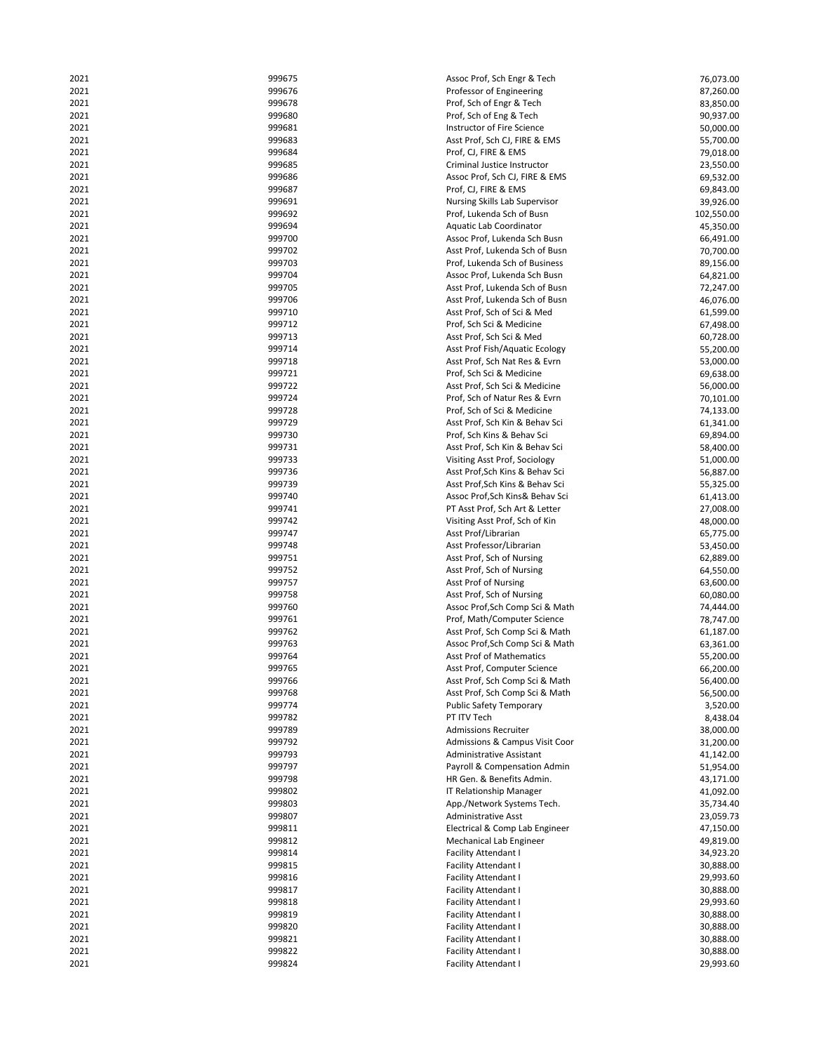| | | | |
|---|---|---|---|
| 2021 | 999675 | Assoc Prof, Sch Engr & Tech | 76,073.00 |
| 2021 | 999676 | Professor of Engineering | 87,260.00 |
| 2021 | 999678 | Prof, Sch of Engr & Tech | 83,850.00 |
| 2021 | 999680 | Prof, Sch of Eng & Tech | 90,937.00 |
| 2021 | 999681 | Instructor of Fire Science | 50,000.00 |
| 2021 | 999683 | Asst Prof, Sch CJ, FIRE & EMS | 55,700.00 |
| 2021 | 999684 | Prof, CJ, FIRE & EMS | 79,018.00 |
| 2021 | 999685 | Criminal Justice Instructor | 23,550.00 |
| 2021 | 999686 | Assoc Prof, Sch CJ, FIRE & EMS | 69,532.00 |
| 2021 | 999687 | Prof, CJ, FIRE & EMS | 69,843.00 |
| 2021 | 999691 | Nursing Skills Lab Supervisor | 39,926.00 |
| 2021 | 999692 | Prof, Lukenda Sch of Busn | 102,550.00 |
| 2021 | 999694 | Aquatic Lab Coordinator | 45,350.00 |
| 2021 | 999700 | Assoc Prof, Lukenda Sch Busn | 66,491.00 |
| 2021 | 999702 | Asst Prof, Lukenda Sch of Busn | 70,700.00 |
| 2021 | 999703 | Prof, Lukenda Sch of Business | 89,156.00 |
| 2021 | 999704 | Assoc Prof, Lukenda Sch Busn | 64,821.00 |
| 2021 | 999705 | Asst Prof, Lukenda Sch of Busn | 72,247.00 |
| 2021 | 999706 | Asst Prof, Lukenda Sch of Busn | 46,076.00 |
| 2021 | 999710 | Asst Prof, Sch of Sci & Med | 61,599.00 |
| 2021 | 999712 | Prof, Sch Sci & Medicine | 67,498.00 |
| 2021 | 999713 | Asst Prof, Sch Sci & Med | 60,728.00 |
| 2021 | 999714 | Asst Prof Fish/Aquatic Ecology | 55,200.00 |
| 2021 | 999718 | Asst Prof, Sch Nat Res & Evrn | 53,000.00 |
| 2021 | 999721 | Prof, Sch Sci & Medicine | 69,638.00 |
| 2021 | 999722 | Asst Prof, Sch Sci & Medicine | 56,000.00 |
| 2021 | 999724 | Prof, Sch of Natur Res & Evrn | 70,101.00 |
| 2021 | 999728 | Prof, Sch of Sci & Medicine | 74,133.00 |
| 2021 | 999729 | Asst Prof, Sch Kin & Behav Sci | 61,341.00 |
| 2021 | 999730 | Prof, Sch Kins & Behav Sci | 69,894.00 |
| 2021 | 999731 | Asst Prof, Sch Kin & Behav Sci | 58,400.00 |
| 2021 | 999733 | Visiting Asst Prof, Sociology | 51,000.00 |
| 2021 | 999736 | Asst Prof,Sch Kins & Behav Sci | 56,887.00 |
| 2021 | 999739 | Asst Prof,Sch Kins & Behav Sci | 55,325.00 |
| 2021 | 999740 | Assoc Prof,Sch Kins& Behav Sci | 61,413.00 |
| 2021 | 999741 | PT Asst Prof, Sch Art & Letter | 27,008.00 |
| 2021 | 999742 | Visiting Asst Prof, Sch of Kin | 48,000.00 |
| 2021 | 999747 | Asst Prof/Librarian | 65,775.00 |
| 2021 | 999748 | Asst Professor/Librarian | 53,450.00 |
| 2021 | 999751 | Asst Prof, Sch of Nursing | 62,889.00 |
| 2021 | 999752 | Asst Prof, Sch of Nursing | 64,550.00 |
| 2021 | 999757 | Asst Prof of Nursing | 63,600.00 |
| 2021 | 999758 | Asst Prof, Sch of Nursing | 60,080.00 |
| 2021 | 999760 | Assoc Prof,Sch Comp Sci & Math | 74,444.00 |
| 2021 | 999761 | Prof, Math/Computer Science | 78,747.00 |
| 2021 | 999762 | Asst Prof, Sch Comp Sci & Math | 61,187.00 |
| 2021 | 999763 | Assoc Prof,Sch Comp Sci & Math | 63,361.00 |
| 2021 | 999764 | Asst Prof of Mathematics | 55,200.00 |
| 2021 | 999765 | Asst Prof, Computer Science | 66,200.00 |
| 2021 | 999766 | Asst Prof, Sch Comp Sci & Math | 56,400.00 |
| 2021 | 999768 | Asst Prof, Sch Comp Sci & Math | 56,500.00 |
| 2021 | 999774 | Public Safety Temporary | 3,520.00 |
| 2021 | 999782 | PT ITV Tech | 8,438.04 |
| 2021 | 999789 | Admissions Recruiter | 38,000.00 |
| 2021 | 999792 | Admissions & Campus Visit Coor | 31,200.00 |
| 2021 | 999793 | Administrative Assistant | 41,142.00 |
| 2021 | 999797 | Payroll & Compensation Admin | 51,954.00 |
| 2021 | 999798 | HR Gen. & Benefits Admin. | 43,171.00 |
| 2021 | 999802 | IT Relationship Manager | 41,092.00 |
| 2021 | 999803 | App./Network Systems Tech. | 35,734.40 |
| 2021 | 999807 | Administrative Asst | 23,059.73 |
| 2021 | 999811 | Electrical & Comp Lab Engineer | 47,150.00 |
| 2021 | 999812 | Mechanical Lab Engineer | 49,819.00 |
| 2021 | 999814 | Facility Attendant I | 34,923.20 |
| 2021 | 999815 | Facility Attendant I | 30,888.00 |
| 2021 | 999816 | Facility Attendant I | 29,993.60 |
| 2021 | 999817 | Facility Attendant I | 30,888.00 |
| 2021 | 999818 | Facility Attendant I | 29,993.60 |
| 2021 | 999819 | Facility Attendant I | 30,888.00 |
| 2021 | 999820 | Facility Attendant I | 30,888.00 |
| 2021 | 999821 | Facility Attendant I | 30,888.00 |
| 2021 | 999822 | Facility Attendant I | 30,888.00 |
| 2021 | 999824 | Facility Attendant I | 29,993.60 |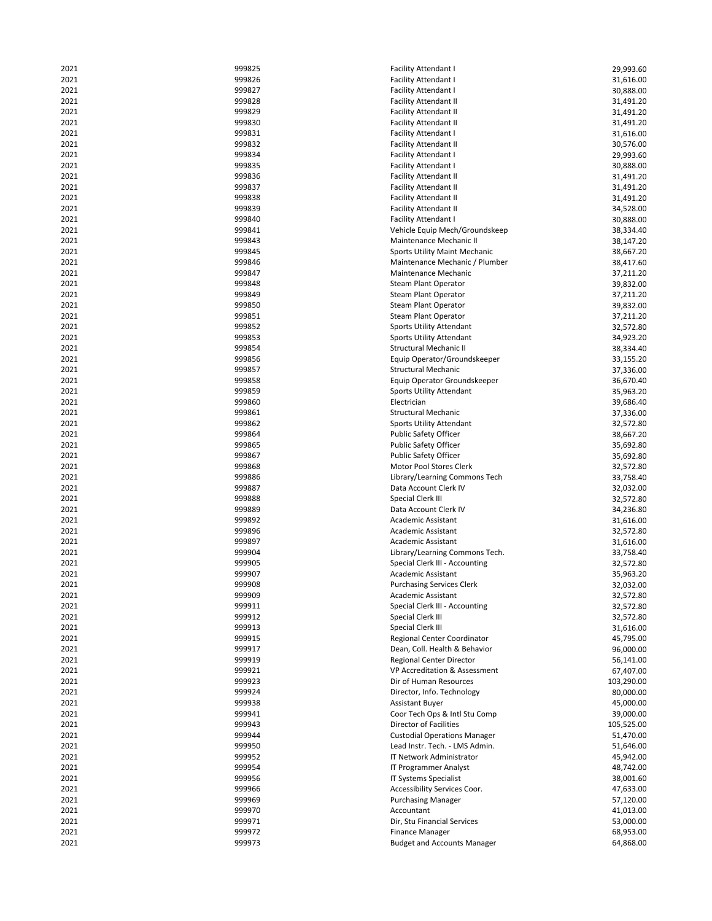| | | | |
|---|---|---|---|
| 2021 | 999825 | Facility Attendant I | 29,993.60 |
| 2021 | 999826 | Facility Attendant I | 31,616.00 |
| 2021 | 999827 | Facility Attendant I | 30,888.00 |
| 2021 | 999828 | Facility Attendant II | 31,491.20 |
| 2021 | 999829 | Facility Attendant II | 31,491.20 |
| 2021 | 999830 | Facility Attendant II | 31,491.20 |
| 2021 | 999831 | Facility Attendant I | 31,616.00 |
| 2021 | 999832 | Facility Attendant II | 30,576.00 |
| 2021 | 999834 | Facility Attendant I | 29,993.60 |
| 2021 | 999835 | Facility Attendant I | 30,888.00 |
| 2021 | 999836 | Facility Attendant II | 31,491.20 |
| 2021 | 999837 | Facility Attendant II | 31,491.20 |
| 2021 | 999838 | Facility Attendant II | 31,491.20 |
| 2021 | 999839 | Facility Attendant II | 34,528.00 |
| 2021 | 999840 | Facility Attendant I | 30,888.00 |
| 2021 | 999841 | Vehicle Equip Mech/Groundskeep | 38,334.40 |
| 2021 | 999843 | Maintenance Mechanic II | 38,147.20 |
| 2021 | 999845 | Sports Utility Maint Mechanic | 38,667.20 |
| 2021 | 999846 | Maintenance Mechanic / Plumber | 38,417.60 |
| 2021 | 999847 | Maintenance Mechanic | 37,211.20 |
| 2021 | 999848 | Steam Plant Operator | 39,832.00 |
| 2021 | 999849 | Steam Plant Operator | 37,211.20 |
| 2021 | 999850 | Steam Plant Operator | 39,832.00 |
| 2021 | 999851 | Steam Plant Operator | 37,211.20 |
| 2021 | 999852 | Sports Utility Attendant | 32,572.80 |
| 2021 | 999853 | Sports Utility Attendant | 34,923.20 |
| 2021 | 999854 | Structural Mechanic II | 38,334.40 |
| 2021 | 999856 | Equip Operator/Groundskeeper | 33,155.20 |
| 2021 | 999857 | Structural Mechanic | 37,336.00 |
| 2021 | 999858 | Equip Operator Groundskeeper | 36,670.40 |
| 2021 | 999859 | Sports Utility Attendant | 35,963.20 |
| 2021 | 999860 | Electrician | 39,686.40 |
| 2021 | 999861 | Structural Mechanic | 37,336.00 |
| 2021 | 999862 | Sports Utility Attendant | 32,572.80 |
| 2021 | 999864 | Public Safety Officer | 38,667.20 |
| 2021 | 999865 | Public Safety Officer | 35,692.80 |
| 2021 | 999867 | Public Safety Officer | 35,692.80 |
| 2021 | 999868 | Motor Pool Stores Clerk | 32,572.80 |
| 2021 | 999886 | Library/Learning Commons Tech | 33,758.40 |
| 2021 | 999887 | Data Account Clerk IV | 32,032.00 |
| 2021 | 999888 | Special Clerk III | 32,572.80 |
| 2021 | 999889 | Data Account Clerk IV | 34,236.80 |
| 2021 | 999892 | Academic Assistant | 31,616.00 |
| 2021 | 999896 | Academic Assistant | 32,572.80 |
| 2021 | 999897 | Academic Assistant | 31,616.00 |
| 2021 | 999904 | Library/Learning Commons Tech. | 33,758.40 |
| 2021 | 999905 | Special Clerk III - Accounting | 32,572.80 |
| 2021 | 999907 | Academic Assistant | 35,963.20 |
| 2021 | 999908 | Purchasing Services Clerk | 32,032.00 |
| 2021 | 999909 | Academic Assistant | 32,572.80 |
| 2021 | 999911 | Special Clerk III - Accounting | 32,572.80 |
| 2021 | 999912 | Special Clerk III | 32,572.80 |
| 2021 | 999913 | Special Clerk III | 31,616.00 |
| 2021 | 999915 | Regional Center Coordinator | 45,795.00 |
| 2021 | 999917 | Dean, Coll. Health & Behavior | 96,000.00 |
| 2021 | 999919 | Regional Center Director | 56,141.00 |
| 2021 | 999921 | VP Accreditation & Assessment | 67,407.00 |
| 2021 | 999923 | Dir of Human Resources | 103,290.00 |
| 2021 | 999924 | Director, Info. Technology | 80,000.00 |
| 2021 | 999938 | Assistant Buyer | 45,000.00 |
| 2021 | 999941 | Coor Tech Ops & Intl Stu Comp | 39,000.00 |
| 2021 | 999943 | Director of Facilities | 105,525.00 |
| 2021 | 999944 | Custodial Operations Manager | 51,470.00 |
| 2021 | 999950 | Lead Instr. Tech. - LMS Admin. | 51,646.00 |
| 2021 | 999952 | IT Network Administrator | 45,942.00 |
| 2021 | 999954 | IT Programmer Analyst | 48,742.00 |
| 2021 | 999956 | IT Systems Specialist | 38,001.60 |
| 2021 | 999966 | Accessibility Services Coor. | 47,633.00 |
| 2021 | 999969 | Purchasing Manager | 57,120.00 |
| 2021 | 999970 | Accountant | 41,013.00 |
| 2021 | 999971 | Dir, Stu Financial Services | 53,000.00 |
| 2021 | 999972 | Finance Manager | 68,953.00 |
| 2021 | 999973 | Budget and Accounts Manager | 64,868.00 |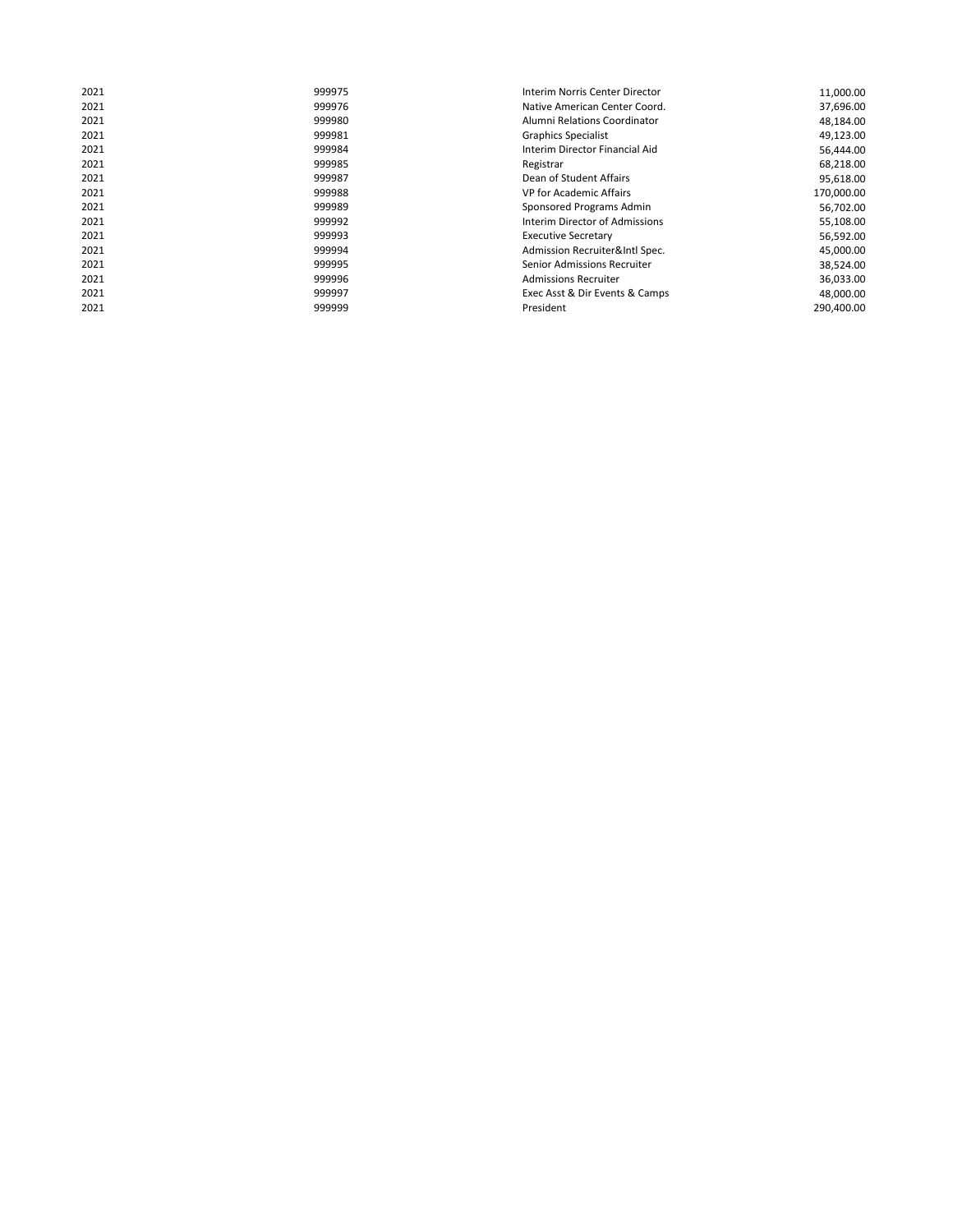| | | | |
|---|---|---|---|
| 2021 | 999975 | Interim Norris Center Director | 11,000.00 |
| 2021 | 999976 | Native American Center Coord. | 37,696.00 |
| 2021 | 999980 | Alumni Relations Coordinator | 48,184.00 |
| 2021 | 999981 | Graphics Specialist | 49,123.00 |
| 2021 | 999984 | Interim Director Financial Aid | 56,444.00 |
| 2021 | 999985 | Registrar | 68,218.00 |
| 2021 | 999987 | Dean of Student Affairs | 95,618.00 |
| 2021 | 999988 | VP for Academic Affairs | 170,000.00 |
| 2021 | 999989 | Sponsored Programs Admin | 56,702.00 |
| 2021 | 999992 | Interim Director of Admissions | 55,108.00 |
| 2021 | 999993 | Executive Secretary | 56,592.00 |
| 2021 | 999994 | Admission Recruiter&Intl Spec. | 45,000.00 |
| 2021 | 999995 | Senior Admissions Recruiter | 38,524.00 |
| 2021 | 999996 | Admissions Recruiter | 36,033.00 |
| 2021 | 999997 | Exec Asst & Dir Events & Camps | 48,000.00 |
| 2021 | 999999 | President | 290,400.00 |